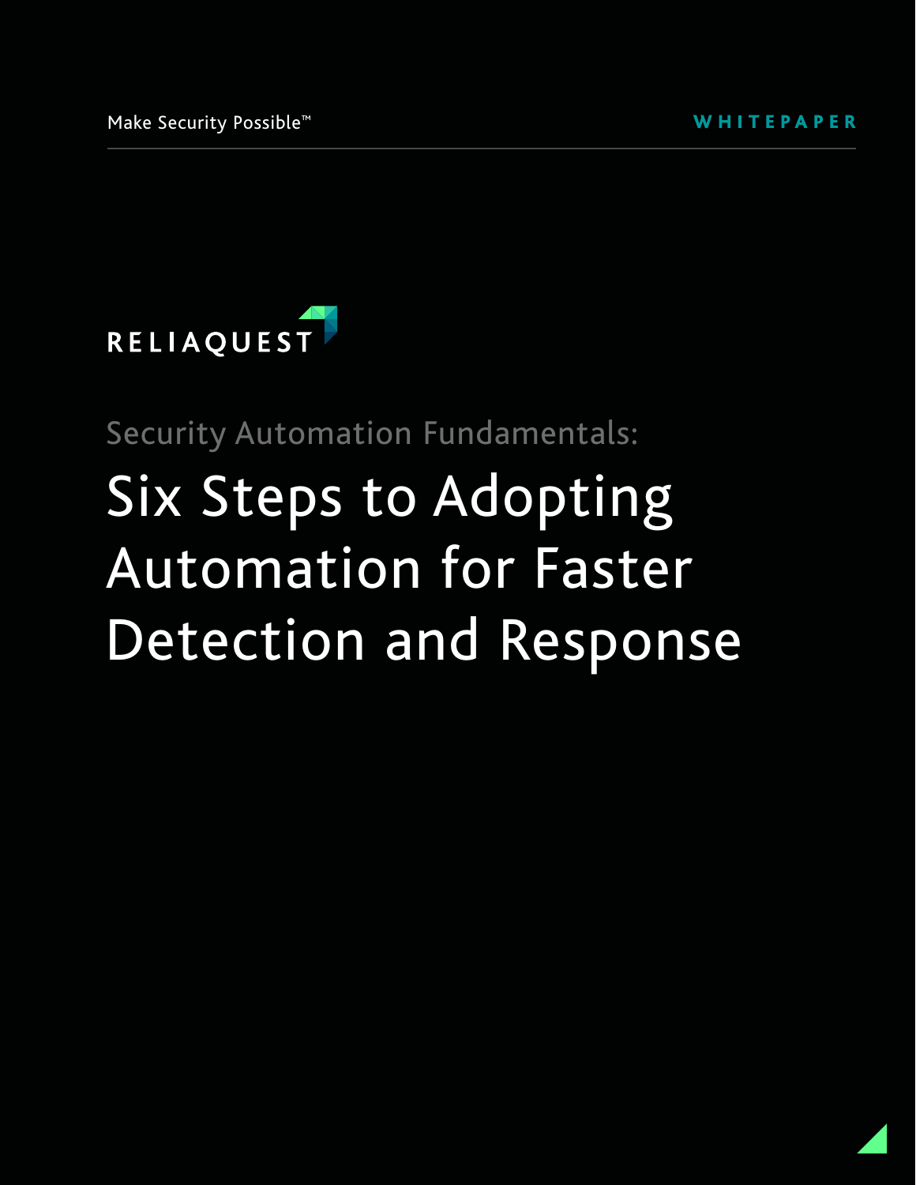Make Security Possible™

WHITEPAPER

RELIAQUEST

Security Automation Fundamentals:

# Six Steps to Adopting Automation for Faster Detection and Response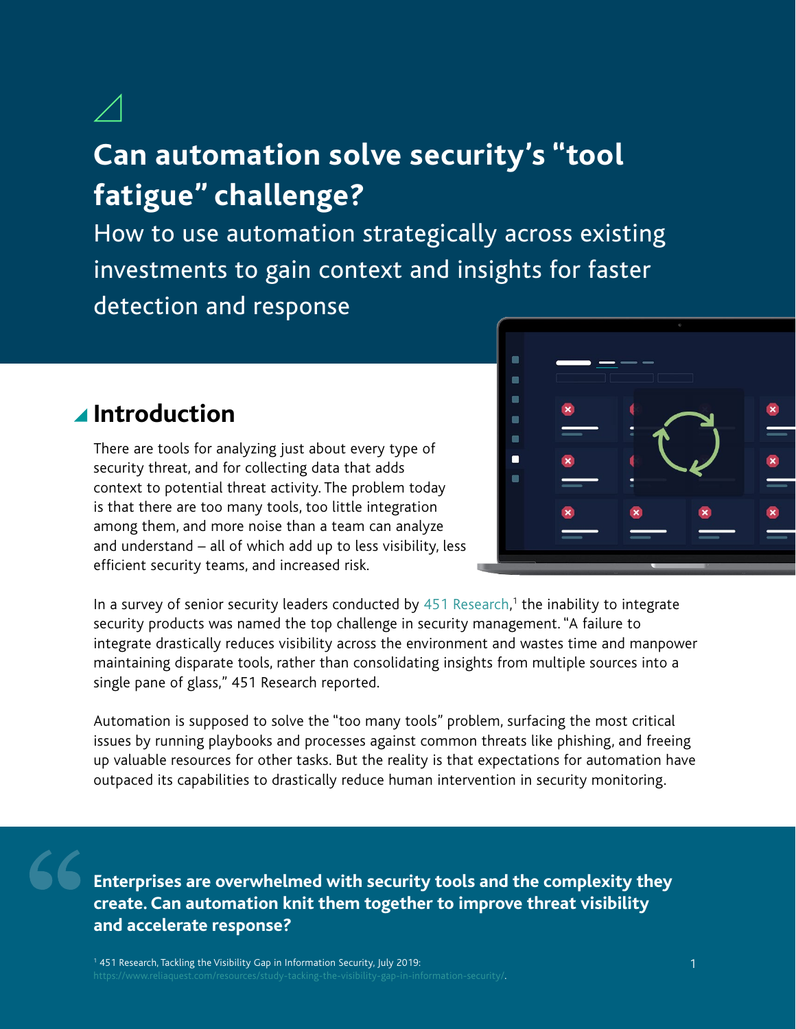# Can automation solve security's "tool fatigue" challenge?

How to use automation strategically across existing investments to gain context and insights for faster detection and response

## Introduction

There are tools for analyzing just about every type of security threat, and for collecting data that adds context to potential threat activity. The problem today is that there are too many tools, too little integration among them, and more noise than a team can analyze and understand – all of which add up to less visibility, less efficient security teams, and increased risk.

In a survey of senior security leaders conducted by 451 Research,[1] the inability to integrate security products was named the top challenge in security management. "A failure to integrate drastically reduces visibility across the environment and wastes time and manpower maintaining disparate tools, rather than consolidating insights from multiple sources into a single pane of glass," 451 Research reported.

Automation is supposed to solve the "too many tools" problem, surfacing the most critical issues by running playbooks and processes against common threats like phishing, and freeing up valuable resources for other tasks. But the reality is that expectations for automation have outpaced its capabilities to drastically reduce human intervention in security monitoring.

> **Enterprises are overwhelmed with security tools and the complexity they create. Can automation knit them together to improve threat visibility and accelerate response?**

[1] 451 Research, Tackling the Visibility Gap in Information Security, July 2019: https://www.reliaquest.com/resources/study-tacking-the-visibility-gap-in-information-security/.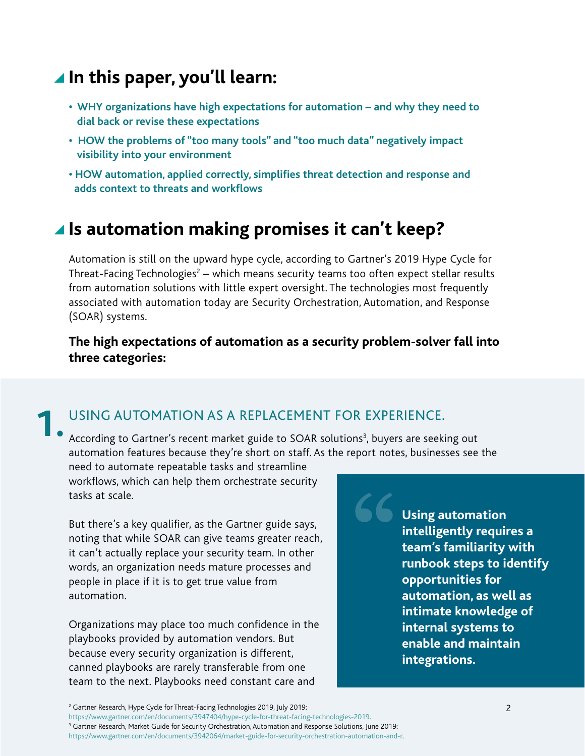## In this paper, you'll learn:

- **WHY organizations have high expectations for automation – and why they need to dial back or revise these expectations**
- **HOW the problems of "too many tools" and "too much data" negatively impact visibility into your environment**
- **HOW automation, applied correctly, simplifies threat detection and response and adds context to threats and workflows**

## Is automation making promises it can't keep?

Automation is still on the upward hype cycle, according to Gartner's 2019 Hype Cycle for Threat-Facing Technologies[2] – which means security teams too often expect stellar results from automation solutions with little expert oversight. The technologies most frequently associated with automation today are Security Orchestration, Automation, and Response (SOAR) systems.

**The high expectations of automation as a security problem-solver fall into three categories:**

### 1. USING AUTOMATION AS A REPLACEMENT FOR EXPERIENCE.

According to Gartner's recent market guide to SOAR solutions[3], buyers are seeking out automation features because they're short on staff. As the report notes, businesses see the need to automate repeatable tasks and streamline workflows, which can help them orchestrate security tasks at scale.

But there's a key qualifier, as the Gartner guide says, noting that while SOAR can give teams greater reach, it can't actually replace your security team. In other words, an organization needs mature processes and people in place if it is to get true value from automation.

Organizations may place too much confidence in the playbooks provided by automation vendors. But because every security organization is different, canned playbooks are rarely transferable from one team to the next. Playbooks need constant care and

> **Using automation intelligently requires a team's familiarity with runbook steps to identify opportunities for automation, as well as intimate knowledge of internal systems to enable and maintain integrations.**

[2] Gartner Research, Hype Cycle for Threat-Facing Technologies 2019, July 2019: https://www.gartner.com/en/documents/3947404/hype-cycle-for-threat-facing-technologies-2019.

[3] Gartner Research, Market Guide for Security Orchestration, Automation and Response Solutions, June 2019: https://www.gartner.com/en/documents/3942064/market-guide-for-security-orchestration-automation-and-r.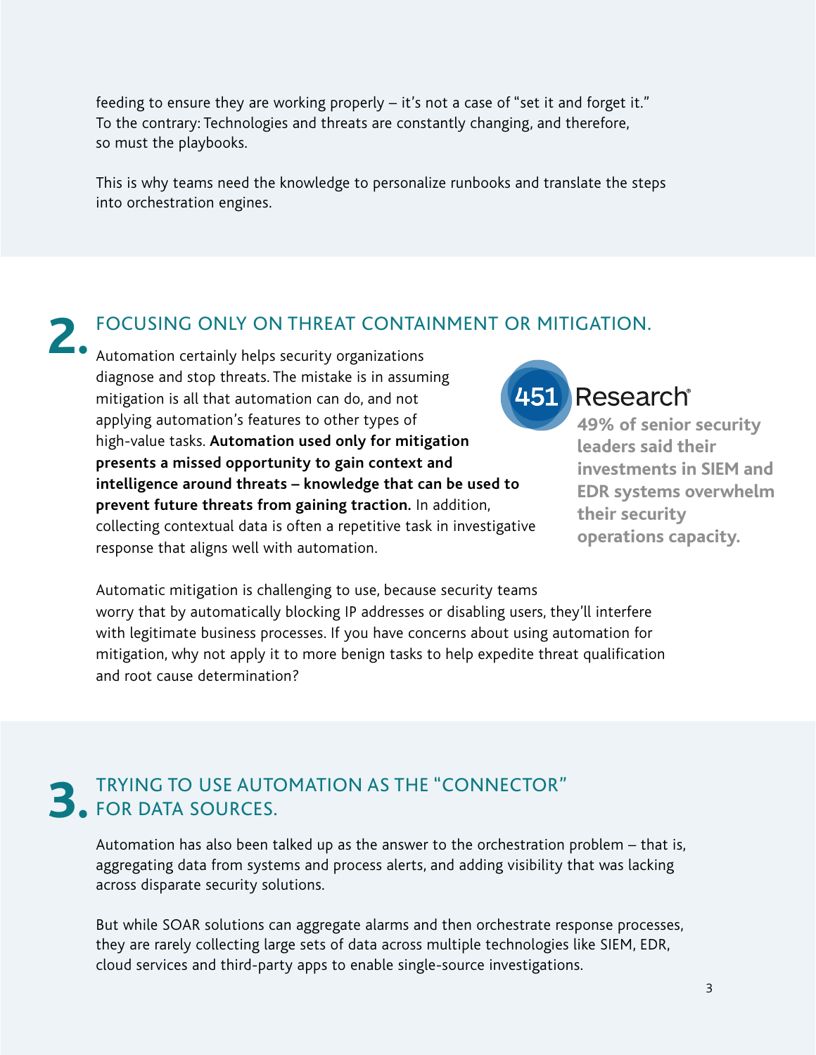feeding to ensure they are working properly – it's not a case of "set it and forget it." To the contrary: Technologies and threats are constantly changing, and therefore, so must the playbooks.

This is why teams need the knowledge to personalize runbooks and translate the steps into orchestration engines.

## 2. FOCUSING ONLY ON THREAT CONTAINMENT OR MITIGATION.

Automation certainly helps security organizations diagnose and stop threats. The mistake is in assuming mitigation is all that automation can do, and not applying automation's features to other types of high-value tasks. **Automation used only for mitigation presents a missed opportunity to gain context and intelligence around threats – knowledge that can be used to prevent future threats from gaining traction.** In addition, collecting contextual data is often a repetitive task in investigative response that aligns well with automation.

451 Research

**49% of senior security leaders said their investments in SIEM and EDR systems overwhelm their security operations capacity.**

Automatic mitigation is challenging to use, because security teams worry that by automatically blocking IP addresses or disabling users, they'll interfere with legitimate business processes. If you have concerns about using automation for mitigation, why not apply it to more benign tasks to help expedite threat qualification and root cause determination?

## 3. TRYING TO USE AUTOMATION AS THE "CONNECTOR" FOR DATA SOURCES.

Automation has also been talked up as the answer to the orchestration problem – that is, aggregating data from systems and process alerts, and adding visibility that was lacking across disparate security solutions.

But while SOAR solutions can aggregate alarms and then orchestrate response processes, they are rarely collecting large sets of data across multiple technologies like SIEM, EDR, cloud services and third-party apps to enable single-source investigations.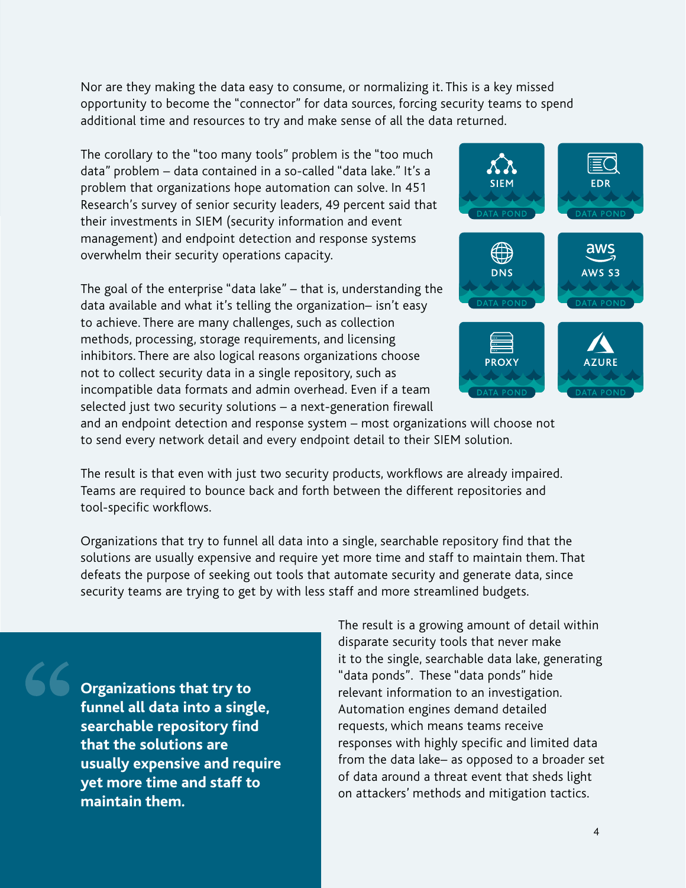Nor are they making the data easy to consume, or normalizing it. This is a key missed opportunity to become the "connector" for data sources, forcing security teams to spend additional time and resources to try and make sense of all the data returned.

The corollary to the "too many tools" problem is the "too much data" problem – data contained in a so-called "data lake." It's a problem that organizations hope automation can solve. In 451 Research's survey of senior security leaders, 49 percent said that their investments in SIEM (security information and event management) and endpoint detection and response systems overwhelm their security operations capacity.

SIEM – DATA POND | EDR – DATA POND | DNS – DATA POND | AWS S3 – DATA POND | PROXY – DATA POND | AZURE – DATA POND

The goal of the enterprise "data lake" – that is, understanding the data available and what it's telling the organization– isn't easy to achieve. There are many challenges, such as collection methods, processing, storage requirements, and licensing inhibitors. There are also logical reasons organizations choose not to collect security data in a single repository, such as incompatible data formats and admin overhead. Even if a team selected just two security solutions – a next-generation firewall and an endpoint detection and response system – most organizations will choose not to send every network detail and every endpoint detail to their SIEM solution.

The result is that even with just two security products, workflows are already impaired. Teams are required to bounce back and forth between the different repositories and tool-specific workflows.

Organizations that try to funnel all data into a single, searchable repository find that the solutions are usually expensive and require yet more time and staff to maintain them. That defeats the purpose of seeking out tools that automate security and generate data, since security teams are trying to get by with less staff and more streamlined budgets.

> **Organizations that try to funnel all data into a single, searchable repository find that the solutions are usually expensive and require yet more time and staff to maintain them.**

The result is a growing amount of detail within disparate security tools that never make it to the single, searchable data lake, generating "data ponds". These "data ponds" hide relevant information to an investigation. Automation engines demand detailed requests, which means teams receive responses with highly specific and limited data from the data lake– as opposed to a broader set of data around a threat event that sheds light on attackers' methods and mitigation tactics.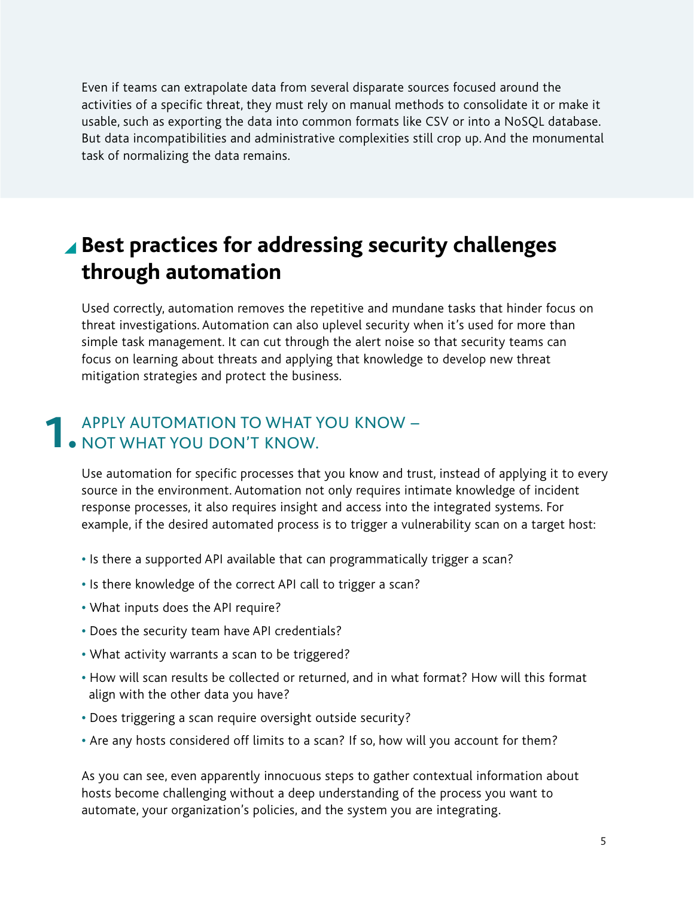Even if teams can extrapolate data from several disparate sources focused around the activities of a specific threat, they must rely on manual methods to consolidate it or make it usable, such as exporting the data into common formats like CSV or into a NoSQL database. But data incompatibilities and administrative complexities still crop up. And the monumental task of normalizing the data remains.

## Best practices for addressing security challenges through automation

Used correctly, automation removes the repetitive and mundane tasks that hinder focus on threat investigations. Automation can also uplevel security when it's used for more than simple task management. It can cut through the alert noise so that security teams can focus on learning about threats and applying that knowledge to develop new threat mitigation strategies and protect the business.

### 1. APPLY AUTOMATION TO WHAT YOU KNOW – NOT WHAT YOU DON'T KNOW.

Use automation for specific processes that you know and trust, instead of applying it to every source in the environment. Automation not only requires intimate knowledge of incident response processes, it also requires insight and access into the integrated systems. For example, if the desired automated process is to trigger a vulnerability scan on a target host:

- Is there a supported API available that can programmatically trigger a scan?
- Is there knowledge of the correct API call to trigger a scan?
- What inputs does the API require?
- Does the security team have API credentials?
- What activity warrants a scan to be triggered?
- How will scan results be collected or returned, and in what format? How will this format align with the other data you have?
- Does triggering a scan require oversight outside security?
- Are any hosts considered off limits to a scan? If so, how will you account for them?

As you can see, even apparently innocuous steps to gather contextual information about hosts become challenging without a deep understanding of the process you want to automate, your organization's policies, and the system you are integrating.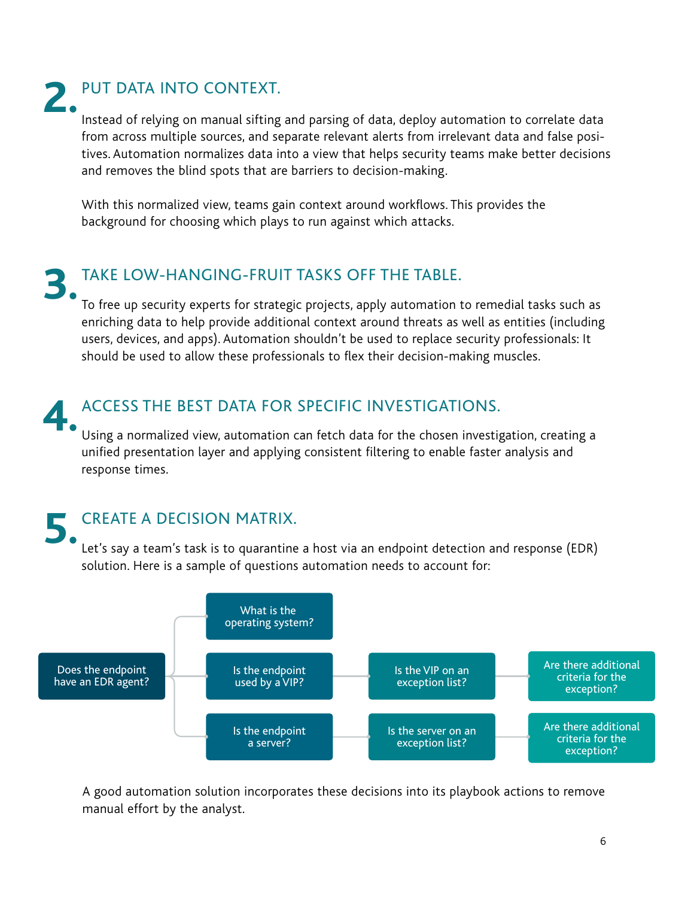## 2. PUT DATA INTO CONTEXT.

Instead of relying on manual sifting and parsing of data, deploy automation to correlate data from across multiple sources, and separate relevant alerts from irrelevant data and false positives. Automation normalizes data into a view that helps security teams make better decisions and removes the blind spots that are barriers to decision-making.

With this normalized view, teams gain context around workflows. This provides the background for choosing which plays to run against which attacks.

## 3. TAKE LOW-HANGING-FRUIT TASKS OFF THE TABLE.

To free up security experts for strategic projects, apply automation to remedial tasks such as enriching data to help provide additional context around threats as well as entities (including users, devices, and apps). Automation shouldn't be used to replace security professionals: It should be used to allow these professionals to flex their decision-making muscles.

## 4. ACCESS THE BEST DATA FOR SPECIFIC INVESTIGATIONS.

Using a normalized view, automation can fetch data for the chosen investigation, creating a unified presentation layer and applying consistent filtering to enable faster analysis and response times.

## 5. CREATE A DECISION MATRIX.

Let's say a team's task is to quarantine a host via an endpoint detection and response (EDR) solution. Here is a sample of questions automation needs to account for:

- Does the endpoint have an EDR agent?
  - What is the operating system?
  - Is the endpoint used by a VIP?
    - Is the VIP on an exception list?
      - Are there additional criteria for the exception?
  - Is the endpoint a server?
    - Is the server on an exception list?
      - Are there additional criteria for the exception?

A good automation solution incorporates these decisions into its playbook actions to remove manual effort by the analyst.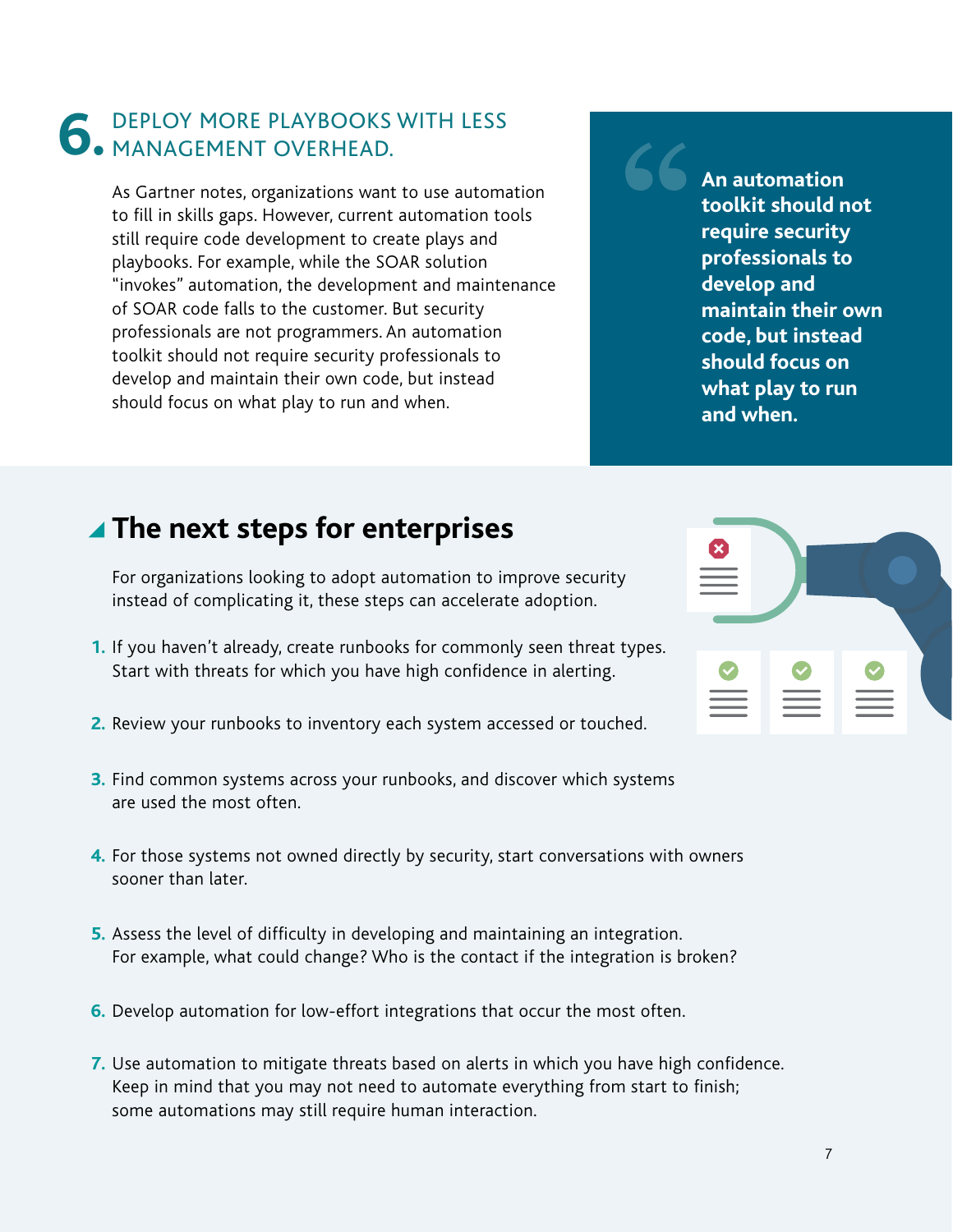## 6. DEPLOY MORE PLAYBOOKS WITH LESS MANAGEMENT OVERHEAD.

As Gartner notes, organizations want to use automation to fill in skills gaps. However, current automation tools still require code development to create plays and playbooks. For example, while the SOAR solution "invokes" automation, the development and maintenance of SOAR code falls to the customer. But security professionals are not programmers. An automation toolkit should not require security professionals to develop and maintain their own code, but instead should focus on what play to run and when.

> **An automation toolkit should not require security professionals to develop and maintain their own code, but instead should focus on what play to run and when.**

## The next steps for enterprises

For organizations looking to adopt automation to improve security instead of complicating it, these steps can accelerate adoption.

1. If you haven't already, create runbooks for commonly seen threat types. Start with threats for which you have high confidence in alerting.
2. Review your runbooks to inventory each system accessed or touched.
3. Find common systems across your runbooks, and discover which systems are used the most often.
4. For those systems not owned directly by security, start conversations with owners sooner than later.
5. Assess the level of difficulty in developing and maintaining an integration. For example, what could change? Who is the contact if the integration is broken?
6. Develop automation for low-effort integrations that occur the most often.
7. Use automation to mitigate threats based on alerts in which you have high confidence. Keep in mind that you may not need to automate everything from start to finish; some automations may still require human interaction.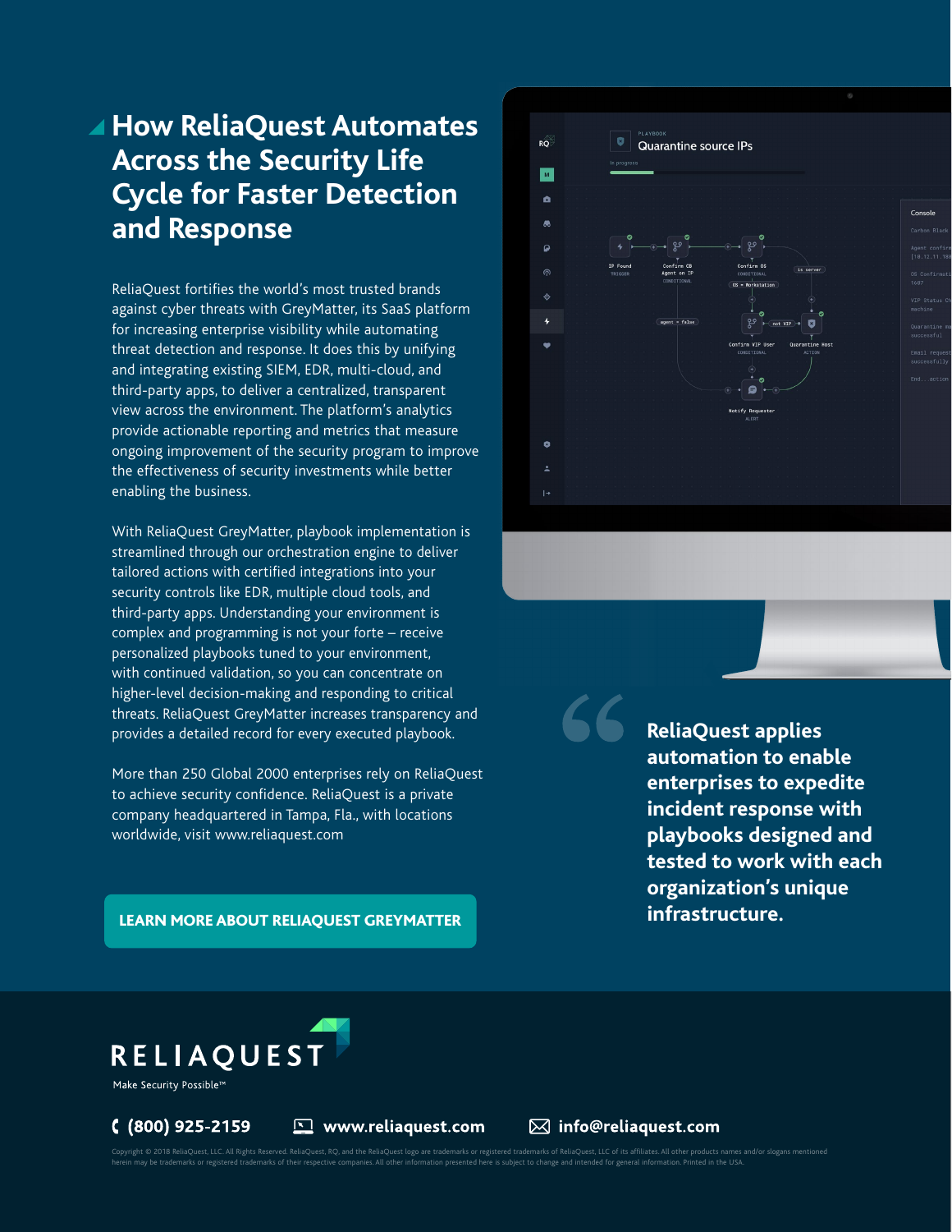# How ReliaQuest Automates Across the Security Life Cycle for Faster Detection and Response

ReliaQuest fortifies the world's most trusted brands against cyber threats with GreyMatter, its SaaS platform for increasing enterprise visibility while automating threat detection and response. It does this by unifying and integrating existing SIEM, EDR, multi-cloud, and third-party apps, to deliver a centralized, transparent view across the environment. The platform's analytics provide actionable reporting and metrics that measure ongoing improvement of the security program to improve the effectiveness of security investments while better enabling the business.

With ReliaQuest GreyMatter, playbook implementation is streamlined through our orchestration engine to deliver tailored actions with certified integrations into your security controls like EDR, multiple cloud tools, and third-party apps. Understanding your environment is complex and programming is not your forte – receive personalized playbooks tuned to your environment, with continued validation, so you can concentrate on higher-level decision-making and responding to critical threats. ReliaQuest GreyMatter increases transparency and provides a detailed record for every executed playbook.

More than 250 Global 2000 enterprises rely on ReliaQuest to achieve security confidence. ReliaQuest is a private company headquartered in Tampa, Fla., with locations worldwide, visit www.reliaquest.com

**LEARN MORE ABOUT RELIAQUEST GREYMATTER**

> **ReliaQuest applies automation to enable enterprises to expedite incident response with playbooks designed and tested to work with each organization's unique infrastructure.**

RELIAQUEST

Make Security Possible™

(800) 925-2159 www.reliaquest.com info@reliaquest.com

Copyright © 2018 ReliaQuest, LLC. All Rights Reserved. ReliaQuest, RQ, and the ReliaQuest logo are trademarks or registered trademarks of ReliaQuest, LLC of its affiliates. All other products names and/or slogans mentioned herein may be trademarks or registered trademarks of their respective companies. All other information presented here is subject to change and intended for general information. Printed in the USA.